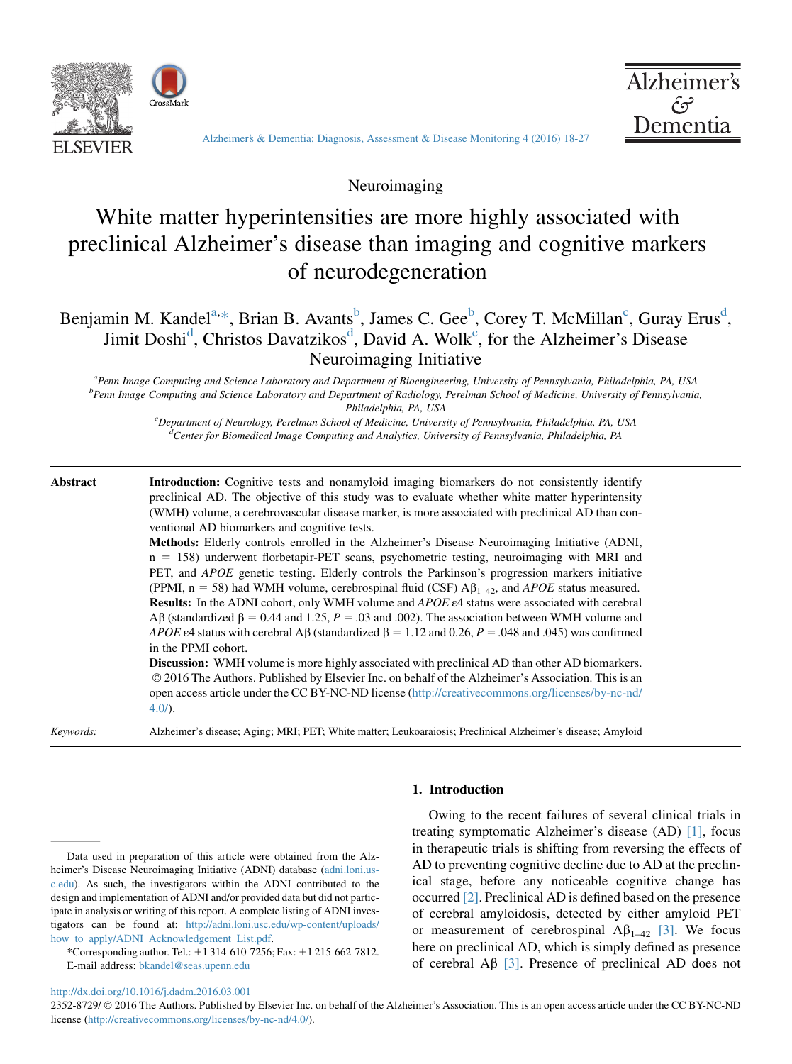Neuroimaging

# White matter hyperintensities are more highly associated with preclinical Alzheimer's disease than imaging and cognitive markers of neurodegeneration

Benjamin M. Kandel[a,*], Brian B. Avants[b], James C. Gee[b], Corey T. McMillan[c], Guray Erus[d], Jimit Doshi[d], Christos Davatzikos[d], David A. Wolk[c], for the Alzheimer's Disease Neuroimaging Initiative

[a]Penn Image Computing and Science Laboratory and Department of Bioengineering, University of Pennsylvania, Philadelphia, PA, USA
[b]Penn Image Computing and Science Laboratory and Department of Radiology, Perelman School of Medicine, University of Pennsylvania, Philadelphia, PA, USA
[c]Department of Neurology, Perelman School of Medicine, University of Pennsylvania, Philadelphia, PA, USA
[d]Center for Biomedical Image Computing and Analytics, University of Pennsylvania, Philadelphia, PA

**Abstract**

**Introduction:** Cognitive tests and nonamyloid imaging biomarkers do not consistently identify preclinical AD. The objective of this study was to evaluate whether white matter hyperintensity (WMH) volume, a cerebrovascular disease marker, is more associated with preclinical AD than conventional AD biomarkers and cognitive tests.

**Methods:** Elderly controls enrolled in the Alzheimer's Disease Neuroimaging Initiative (ADNI, n = 158) underwent florbetapir-PET scans, psychometric testing, neuroimaging with MRI and PET, and *APOE* genetic testing. Elderly controls the Parkinson's progression markers initiative (PPMI, n = 58) had WMH volume, cerebrospinal fluid (CSF) $A\beta_{1-42}$, and *APOE* status measured.

**Results:** In the ADNI cohort, only WMH volume and *APOE* ε4 status were associated with cerebral Aβ (standardized β = 0.44 and 1.25, *P* = .03 and .002). The association between WMH volume and *APOE* ε4 status with cerebral Aβ (standardized β = 1.12 and 0.26, *P* = .048 and .045) was confirmed in the PPMI cohort.

**Discussion:** WMH volume is more highly associated with preclinical AD than other AD biomarkers.
© 2016 The Authors. Published by Elsevier Inc. on behalf of the Alzheimer's Association. This is an open access article under the CC BY-NC-ND license (http://creativecommons.org/licenses/by-nc-nd/4.0/).

*Keywords:* Alzheimer's disease; Aging; MRI; PET; White matter; Leukoaraiosis; Preclinical Alzheimer's disease; Amyloid

## 1. Introduction

Owing to the recent failures of several clinical trials in treating symptomatic Alzheimer's disease (AD) [1], focus in therapeutic trials is shifting from reversing the effects of AD to preventing cognitive decline due to AD at the preclinical stage, before any noticeable cognitive change has occurred [2]. Preclinical AD is defined based on the presence of cerebral amyloidosis, detected by either amyloid PET or measurement of cerebrospinal $A\beta_{1-42}$ [3]. We focus here on preclinical AD, which is simply defined as presence of cerebral Aβ [3]. Presence of preclinical AD does not

Data used in preparation of this article were obtained from the Alzheimer's Disease Neuroimaging Initiative (ADNI) database (adni.loni.usc.edu). As such, the investigators within the ADNI contributed to the design and implementation of ADNI and/or provided data but did not participate in analysis or writing of this report. A complete listing of ADNI investigators can be found at: http://adni.loni.usc.edu/wp-content/uploads/how_to_apply/ADNI_Acknowledgement_List.pdf.

*Corresponding author. Tel.: +1 314-610-7256; Fax: +1 215-662-7812.
E-mail address: bkandel@seas.upenn.edu

http://dx.doi.org/10.1016/j.dadm.2016.03.001
2352-8729/ © 2016 The Authors. Published by Elsevier Inc. on behalf of the Alzheimer's Association. This is an open access article under the CC BY-NC-ND license (http://creativecommons.org/licenses/by-nc-nd/4.0/).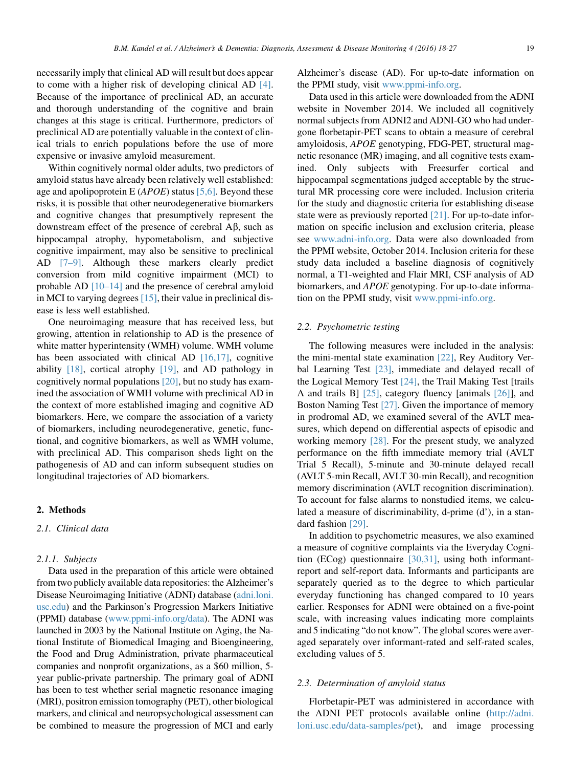necessarily imply that clinical AD will result but does appear to come with a higher risk of developing clinical AD [4]. Because of the importance of preclinical AD, an accurate and thorough understanding of the cognitive and brain changes at this stage is critical. Furthermore, predictors of preclinical AD are potentially valuable in the context of clinical trials to enrich populations before the use of more expensive or invasive amyloid measurement.

Within cognitively normal older adults, two predictors of amyloid status have already been relatively well established: age and apolipoprotein E (*APOE*) status [5,6]. Beyond these risks, it is possible that other neurodegenerative biomarkers and cognitive changes that presumptively represent the downstream effect of the presence of cerebral Aβ, such as hippocampal atrophy, hypometabolism, and subjective cognitive impairment, may also be sensitive to preclinical AD [7–9]. Although these markers clearly predict conversion from mild cognitive impairment (MCI) to probable AD [10–14] and the presence of cerebral amyloid in MCI to varying degrees [15], their value in preclinical disease is less well established.

One neuroimaging measure that has received less, but growing, attention in relationship to AD is the presence of white matter hyperintensity (WMH) volume. WMH volume has been associated with clinical AD [16,17], cognitive ability [18], cortical atrophy [19], and AD pathology in cognitively normal populations [20], but no study has examined the association of WMH volume with preclinical AD in the context of more established imaging and cognitive AD biomarkers. Here, we compare the association of a variety of biomarkers, including neurodegenerative, genetic, functional, and cognitive biomarkers, as well as WMH volume, with preclinical AD. This comparison sheds light on the pathogenesis of AD and can inform subsequent studies on longitudinal trajectories of AD biomarkers.

## 2. Methods

### 2.1. Clinical data

#### 2.1.1. Subjects

Data used in the preparation of this article were obtained from two publicly available data repositories: the Alzheimer's Disease Neuroimaging Initiative (ADNI) database (adni.loni.usc.edu) and the Parkinson's Progression Markers Initiative (PPMI) database (www.ppmi-info.org/data). The ADNI was launched in 2003 by the National Institute on Aging, the National Institute of Biomedical Imaging and Bioengineering, the Food and Drug Administration, private pharmaceutical companies and nonprofit organizations, as a $60 million, 5-year public-private partnership. The primary goal of ADNI has been to test whether serial magnetic resonance imaging (MRI), positron emission tomography (PET), other biological markers, and clinical and neuropsychological assessment can be combined to measure the progression of MCI and early Alzheimer's disease (AD). For up-to-date information on the PPMI study, visit www.ppmi-info.org.

Data used in this article were downloaded from the ADNI website in November 2014. We included all cognitively normal subjects from ADNI2 and ADNI-GO who had undergone florbetapir-PET scans to obtain a measure of cerebral amyloidosis, *APOE* genotyping, FDG-PET, structural magnetic resonance (MR) imaging, and all cognitive tests examined. Only subjects with Freesurfer cortical and hippocampal segmentations judged acceptable by the structural MR processing core were included. Inclusion criteria for the study and diagnostic criteria for establishing disease state were as previously reported [21]. For up-to-date information on specific inclusion and exclusion criteria, please see www.adni-info.org. Data were also downloaded from the PPMI website, October 2014. Inclusion criteria for these study data included a baseline diagnosis of cognitively normal, a T1-weighted and Flair MRI, CSF analysis of AD biomarkers, and *APOE* genotyping. For up-to-date information on the PPMI study, visit www.ppmi-info.org.

### 2.2. Psychometric testing

The following measures were included in the analysis: the mini-mental state examination [22], Rey Auditory Verbal Learning Test [23], immediate and delayed recall of the Logical Memory Test [24], the Trail Making Test [trails A and trails B] [25], category fluency [animals [26]], and Boston Naming Test [27]. Given the importance of memory in prodromal AD, we examined several of the AVLT measures, which depend on differential aspects of episodic and working memory [28]. For the present study, we analyzed performance on the fifth immediate memory trial (AVLT Trial 5 Recall), 5-minute and 30-minute delayed recall (AVLT 5-min Recall, AVLT 30-min Recall), and recognition memory discrimination (AVLT recognition discrimination). To account for false alarms to nonstudied items, we calculated a measure of discriminability, d-prime (d'), in a standard fashion [29].

In addition to psychometric measures, we also examined a measure of cognitive complaints via the Everyday Cognition (ECog) questionnaire [30,31], using both informant-report and self-report data. Informants and participants are separately queried as to the degree to which particular everyday functioning has changed compared to 10 years earlier. Responses for ADNI were obtained on a five-point scale, with increasing values indicating more complaints and 5 indicating "do not know". The global scores were averaged separately over informant-rated and self-rated scales, excluding values of 5.

### 2.3. Determination of amyloid status

Florbetapir-PET was administered in accordance with the ADNI PET protocols available online (http://adni.loni.usc.edu/data-samples/pet), and image processing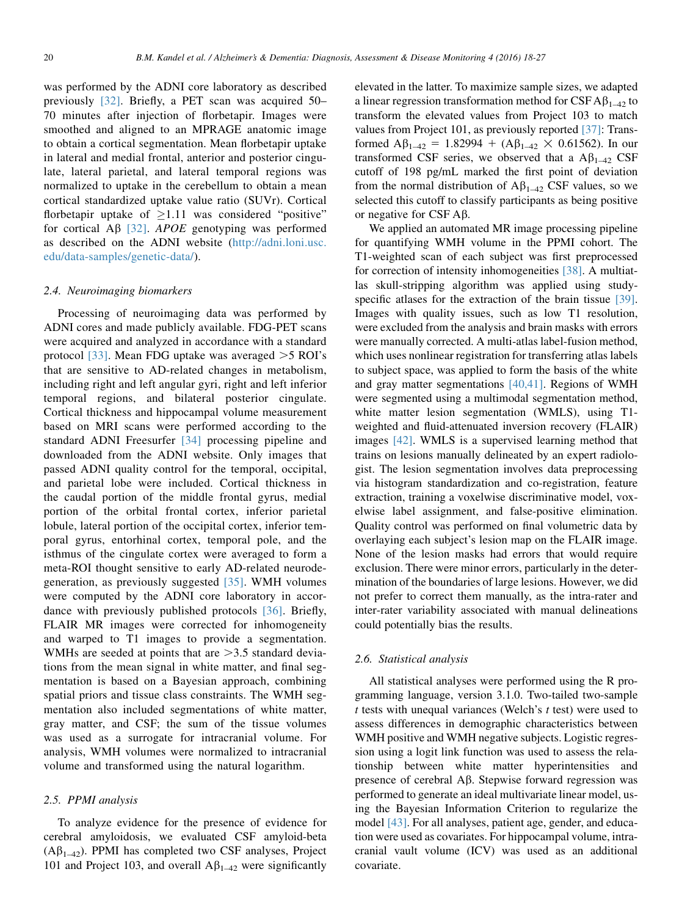was performed by the ADNI core laboratory as described previously [32]. Briefly, a PET scan was acquired 50–70 minutes after injection of florbetapir. Images were smoothed and aligned to an MPRAGE anatomic image to obtain a cortical segmentation. Mean florbetapir uptake in lateral and medial frontal, anterior and posterior cingulate, lateral parietal, and lateral temporal regions was normalized to uptake in the cerebellum to obtain a mean cortical standardized uptake value ratio (SUVr). Cortical florbetapir uptake of $\geq$1.11 was considered "positive" for cortical Aβ [32]. *APOE* genotyping was performed as described on the ADNI website (http://adni.loni.usc.edu/data-samples/genetic-data/).

### 2.4. Neuroimaging biomarkers

Processing of neuroimaging data was performed by ADNI cores and made publicly available. FDG-PET scans were acquired and analyzed in accordance with a standard protocol [33]. Mean FDG uptake was averaged >5 ROI's that are sensitive to AD-related changes in metabolism, including right and left angular gyri, right and left inferior temporal regions, and bilateral posterior cingulate. Cortical thickness and hippocampal volume measurement based on MRI scans were performed according to the standard ADNI Freesurfer [34] processing pipeline and downloaded from the ADNI website. Only images that passed ADNI quality control for the temporal, occipital, and parietal lobe were included. Cortical thickness in the caudal portion of the middle frontal gyrus, medial portion of the orbital frontal cortex, inferior parietal lobule, lateral portion of the occipital cortex, inferior temporal gyrus, entorhinal cortex, temporal pole, and the isthmus of the cingulate cortex were averaged to form a meta-ROI thought sensitive to early AD-related neurodegeneration, as previously suggested [35]. WMH volumes were computed by the ADNI core laboratory in accordance with previously published protocols [36]. Briefly, FLAIR MR images were corrected for inhomogeneity and warped to T1 images to provide a segmentation. WMHs are seeded at points that are >3.5 standard deviations from the mean signal in white matter, and final segmentation is based on a Bayesian approach, combining spatial priors and tissue class constraints. The WMH segmentation also included segmentations of white matter, gray matter, and CSF; the sum of the tissue volumes was used as a surrogate for intracranial volume. For analysis, WMH volumes were normalized to intracranial volume and transformed using the natural logarithm.

### 2.5. PPMI analysis

To analyze evidence for the presence of evidence for cerebral amyloidosis, we evaluated CSF amyloid-beta ($A\beta_{1-42}$). PPMI has completed two CSF analyses, Project 101 and Project 103, and overall $A\beta_{1-42}$ were significantly elevated in the latter. To maximize sample sizes, we adapted a linear regression transformation method for CSF $A\beta_{1-42}$ to transform the elevated values from Project 103 to match values from Project 101, as previously reported [37]: Transformed $A\beta_{1-42} = 1.82994 + (A\beta_{1-42} \times 0.61562)$. In our transformed CSF series, we observed that a $A\beta_{1-42}$ CSF cutoff of 198 pg/mL marked the first point of deviation from the normal distribution of $A\beta_{1-42}$ CSF values, so we selected this cutoff to classify participants as being positive or negative for CSF Aβ.

We applied an automated MR image processing pipeline for quantifying WMH volume in the PPMI cohort. The T1-weighted scan of each subject was first preprocessed for correction of intensity inhomogeneities [38]. A multiatlas skull-stripping algorithm was applied using study-specific atlases for the extraction of the brain tissue [39]. Images with quality issues, such as low T1 resolution, were excluded from the analysis and brain masks with errors were manually corrected. A multi-atlas label-fusion method, which uses nonlinear registration for transferring atlas labels to subject space, was applied to form the basis of the white and gray matter segmentations [40,41]. Regions of WMH were segmented using a multimodal segmentation method, white matter lesion segmentation (WMLS), using T1-weighted and fluid-attenuated inversion recovery (FLAIR) images [42]. WMLS is a supervised learning method that trains on lesions manually delineated by an expert radiologist. The lesion segmentation involves data preprocessing via histogram standardization and co-registration, feature extraction, training a voxelwise discriminative model, voxelwise label assignment, and false-positive elimination. Quality control was performed on final volumetric data by overlaying each subject's lesion map on the FLAIR image. None of the lesion masks had errors that would require exclusion. There were minor errors, particularly in the determination of the boundaries of large lesions. However, we did not prefer to correct them manually, as the intra-rater and inter-rater variability associated with manual delineations could potentially bias the results.

### 2.6. Statistical analysis

All statistical analyses were performed using the R programming language, version 3.1.0. Two-tailed two-sample $t$ tests with unequal variances (Welch's $t$ test) were used to assess differences in demographic characteristics between WMH positive and WMH negative subjects. Logistic regression using a logit link function was used to assess the relationship between white matter hyperintensities and presence of cerebral Aβ. Stepwise forward regression was performed to generate an ideal multivariate linear model, using the Bayesian Information Criterion to regularize the model [43]. For all analyses, patient age, gender, and education were used as covariates. For hippocampal volume, intracranial vault volume (ICV) was used as an additional covariate.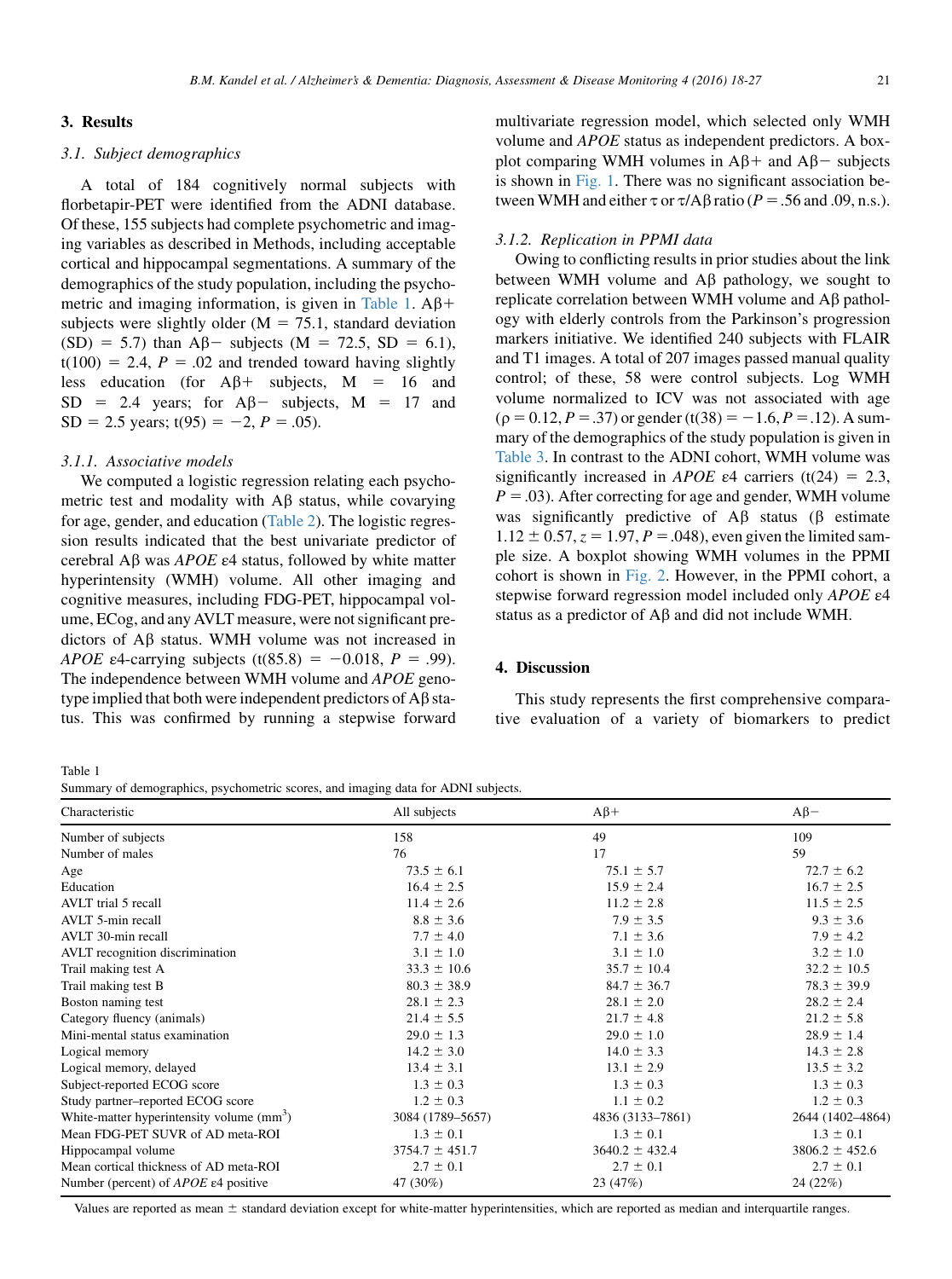## 3. Results

### 3.1. Subject demographics

A total of 184 cognitively normal subjects with florbetapir-PET were identified from the ADNI database. Of these, 155 subjects had complete psychometric and imaging variables as described in Methods, including acceptable cortical and hippocampal segmentations. A summary of the demographics of the study population, including the psychometric and imaging information, is given in Table 1. Aβ+ subjects were slightly older (M = 75.1, standard deviation (SD) = 5.7) than Aβ− subjects (M = 72.5, SD = 6.1), t(100) = 2.4, $P$ = .02 and trended toward having slightly less education (for Aβ+ subjects, M = 16 and SD = 2.4 years; for Aβ− subjects, M = 17 and SD = 2.5 years; t(95) = −2, $P$ = .05).

#### 3.1.1. Associative models

We computed a logistic regression relating each psychometric test and modality with Aβ status, while covarying for age, gender, and education (Table 2). The logistic regression results indicated that the best univariate predictor of cerebral Aβ was *APOE* ε4 status, followed by white matter hyperintensity (WMH) volume. All other imaging and cognitive measures, including FDG-PET, hippocampal volume, ECog, and any AVLT measure, were not significant predictors of Aβ status. WMH volume was not increased in *APOE* ε4-carrying subjects (t(85.8) = −0.018, $P$ = .99). The independence between WMH volume and *APOE* genotype implied that both were independent predictors of Aβ status. This was confirmed by running a stepwise forward multivariate regression model, which selected only WMH volume and *APOE* status as independent predictors. A boxplot comparing WMH volumes in Aβ+ and Aβ− subjects is shown in Fig. 1. There was no significant association between WMH and either τ or τ/Aβ ratio ($P$ = .56 and .09, n.s.).

#### 3.1.2. Replication in PPMI data

Owing to conflicting results in prior studies about the link between WMH volume and Aβ pathology, we sought to replicate correlation between WMH volume and Aβ pathology with elderly controls from the Parkinson's progression markers initiative. We identified 240 subjects with FLAIR and T1 images. A total of 207 images passed manual quality control; of these, 58 were control subjects. Log WMH volume normalized to ICV was not associated with age (ρ = 0.12, $P$ = .37) or gender (t(38) = −1.6, $P$ = .12). A summary of the demographics of the study population is given in Table 3. In contrast to the ADNI cohort, WMH volume was significantly increased in *APOE* ε4 carriers (t(24) = 2.3, $P$ = .03). After correcting for age and gender, WMH volume was significantly predictive of Aβ status (β estimate 1.12 ± 0.57, $z$ = 1.97, $P$ = .048), even given the limited sample size. A boxplot showing WMH volumes in the PPMI cohort is shown in Fig. 2. However, in the PPMI cohort, a stepwise forward regression model included only *APOE* ε4 status as a predictor of Aβ and did not include WMH.

## 4. Discussion

This study represents the first comprehensive comparative evaluation of a variety of biomarkers to predict

Table 1
Summary of demographics, psychometric scores, and imaging data for ADNI subjects.

| Characteristic | All subjects | Aβ+ | Aβ− |
|---|---|---|---|
| Number of subjects | 158 | 49 | 109 |
| Number of males | 76 | 17 | 59 |
| Age | 73.5 ± 6.1 | 75.1 ± 5.7 | 72.7 ± 6.2 |
| Education | 16.4 ± 2.5 | 15.9 ± 2.4 | 16.7 ± 2.5 |
| AVLT trial 5 recall | 11.4 ± 2.6 | 11.2 ± 2.8 | 11.5 ± 2.5 |
| AVLT 5-min recall | 8.8 ± 3.6 | 7.9 ± 3.5 | 9.3 ± 3.6 |
| AVLT 30-min recall | 7.7 ± 4.0 | 7.1 ± 3.6 | 7.9 ± 4.2 |
| AVLT recognition discrimination | 3.1 ± 1.0 | 3.1 ± 1.0 | 3.2 ± 1.0 |
| Trail making test A | 33.3 ± 10.6 | 35.7 ± 10.4 | 32.2 ± 10.5 |
| Trail making test B | 80.3 ± 38.9 | 84.7 ± 36.7 | 78.3 ± 39.9 |
| Boston naming test | 28.1 ± 2.3 | 28.1 ± 2.0 | 28.2 ± 2.4 |
| Category fluency (animals) | 21.4 ± 5.5 | 21.7 ± 4.8 | 21.2 ± 5.8 |
| Mini-mental status examination | 29.0 ± 1.3 | 29.0 ± 1.0 | 28.9 ± 1.4 |
| Logical memory | 14.2 ± 3.0 | 14.0 ± 3.3 | 14.3 ± 2.8 |
| Logical memory, delayed | 13.4 ± 3.1 | 13.1 ± 2.9 | 13.5 ± 3.2 |
| Subject-reported ECOG score | 1.3 ± 0.3 | 1.3 ± 0.3 | 1.3 ± 0.3 |
| Study partner–reported ECOG score | 1.2 ± 0.3 | 1.1 ± 0.2 | 1.2 ± 0.3 |
| White-matter hyperintensity volume ($mm^3$) | 3084 (1789–5657) | 4836 (3133–7861) | 2644 (1402–4864) |
| Mean FDG-PET SUVR of AD meta-ROI | 1.3 ± 0.1 | 1.3 ± 0.1 | 1.3 ± 0.1 |
| Hippocampal volume | 3754.7 ± 451.7 | 3640.2 ± 432.4 | 3806.2 ± 452.6 |
| Mean cortical thickness of AD meta-ROI | 2.7 ± 0.1 | 2.7 ± 0.1 | 2.7 ± 0.1 |
| Number (percent) of *APOE* ε4 positive | 47 (30%) | 23 (47%) | 24 (22%) |

Values are reported as mean ± standard deviation except for white-matter hyperintensities, which are reported as median and interquartile ranges.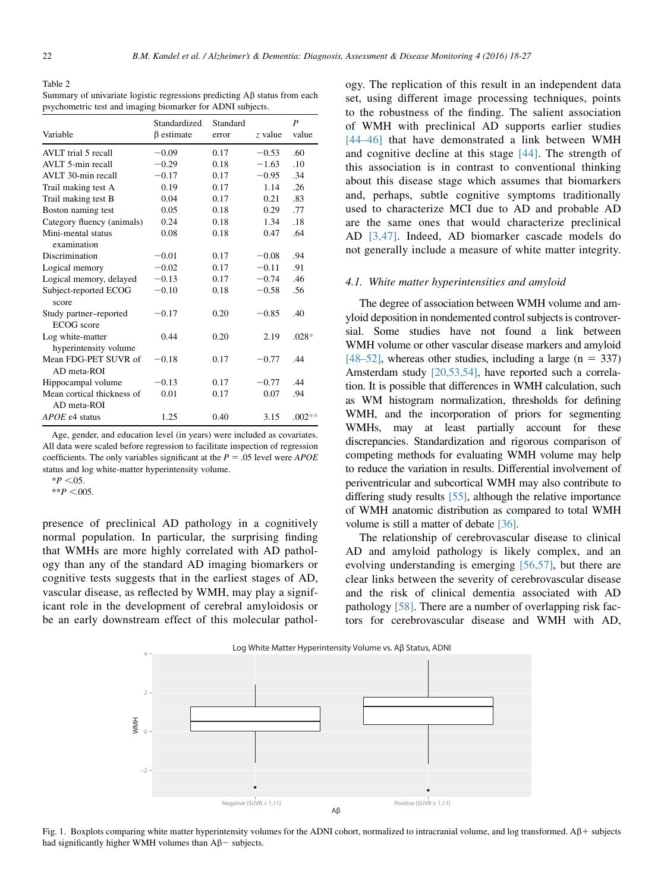Table 2
Summary of univariate logistic regressions predicting Aβ status from each psychometric test and imaging biomarker for ADNI subjects.

| Variable | Standardized β estimate | Standard error | z value | P value |
|---|---|---|---|---|
| AVLT trial 5 recall | −0.09 | 0.17 | −0.53 | .60 |
| AVLT 5-min recall | −0.29 | 0.18 | −1.63 | .10 |
| AVLT 30-min recall | −0.17 | 0.17 | −0.95 | .34 |
| Trail making test A | 0.19 | 0.17 | 1.14 | .26 |
| Trail making test B | 0.04 | 0.17 | 0.21 | .83 |
| Boston naming test | 0.05 | 0.18 | 0.29 | .77 |
| Category fluency (animals) | 0.24 | 0.18 | 1.34 | .18 |
| Mini-mental status examination | 0.08 | 0.18 | 0.47 | .64 |
| Discrimination | −0.01 | 0.17 | −0.08 | .94 |
| Logical memory | −0.02 | 0.17 | −0.11 | .91 |
| Logical memory, delayed | −0.13 | 0.17 | −0.74 | .46 |
| Subject-reported ECOG score | −0.10 | 0.18 | −0.58 | .56 |
| Study partner–reported ECOG score | −0.17 | 0.20 | −0.85 | .40 |
| Log white-matter hyperintensity volume | 0.44 | 0.20 | 2.19 | .028* |
| Mean FDG-PET SUVR of AD meta-ROI | −0.18 | 0.17 | −0.77 | .44 |
| Hippocampal volume | −0.13 | 0.17 | −0.77 | .44 |
| Mean cortical thickness of AD meta-ROI | 0.01 | 0.17 | 0.07 | .94 |
| *APOE* ε4 status | 1.25 | 0.40 | 3.15 | .002** |

Age, gender, and education level (in years) were included as covariates. All data were scaled before regression to facilitate inspection of regression coefficients. The only variables significant at the $P = .05$ level were *APOE* status and log white-matter hyperintensity volume.

*$P < .05$.

**$P < .005$.

presence of preclinical AD pathology in a cognitively normal population. In particular, the surprising finding that WMHs are more highly correlated with AD pathology than any of the standard AD imaging biomarkers or cognitive tests suggests that in the earliest stages of AD, vascular disease, as reflected by WMH, may play a significant role in the development of cerebral amyloidosis or be an early downstream effect of this molecular pathology. The replication of this result in an independent data set, using different image processing techniques, points to the robustness of the finding. The salient association of WMH with preclinical AD supports earlier studies [44–46] that have demonstrated a link between WMH and cognitive decline at this stage [44]. The strength of this association is in contrast to conventional thinking about this disease stage which assumes that biomarkers and, perhaps, subtle cognitive symptoms traditionally used to characterize MCI due to AD and probable AD are the same ones that would characterize preclinical AD [3,47]. Indeed, AD biomarker cascade models do not generally include a measure of white matter integrity.

### 4.1. White matter hyperintensities and amyloid

The degree of association between WMH volume and amyloid deposition in nondemented control subjects is controversial. Some studies have not found a link between WMH volume or other vascular disease markers and amyloid [48–52], whereas other studies, including a large (n = 337) Amsterdam study [20,53,54], have reported such a correlation. It is possible that differences in WMH calculation, such as WM histogram normalization, thresholds for defining WMH, and the incorporation of priors for segmenting WMHs, may at least partially account for these discrepancies. Standardization and rigorous comparison of competing methods for evaluating WMH volume may help to reduce the variation in results. Differential involvement of periventricular and subcortical WMH may also contribute to differing study results [55], although the relative importance of WMH anatomic distribution as compared to total WMH volume is still a matter of debate [36].

The relationship of cerebrovascular disease to clinical AD and amyloid pathology is likely complex, and an evolving understanding is emerging [56,57], but there are clear links between the severity of cerebrovascular disease and the risk of clinical dementia associated with AD pathology [58]. There are a number of overlapping risk factors for cerebrovascular disease and WMH with AD,

Fig. 1. Boxplots comparing white matter hyperintensity volumes for the ADNI cohort, normalized to intracranial volume, and log transformed. Aβ+ subjects had significantly higher WMH volumes than Aβ− subjects.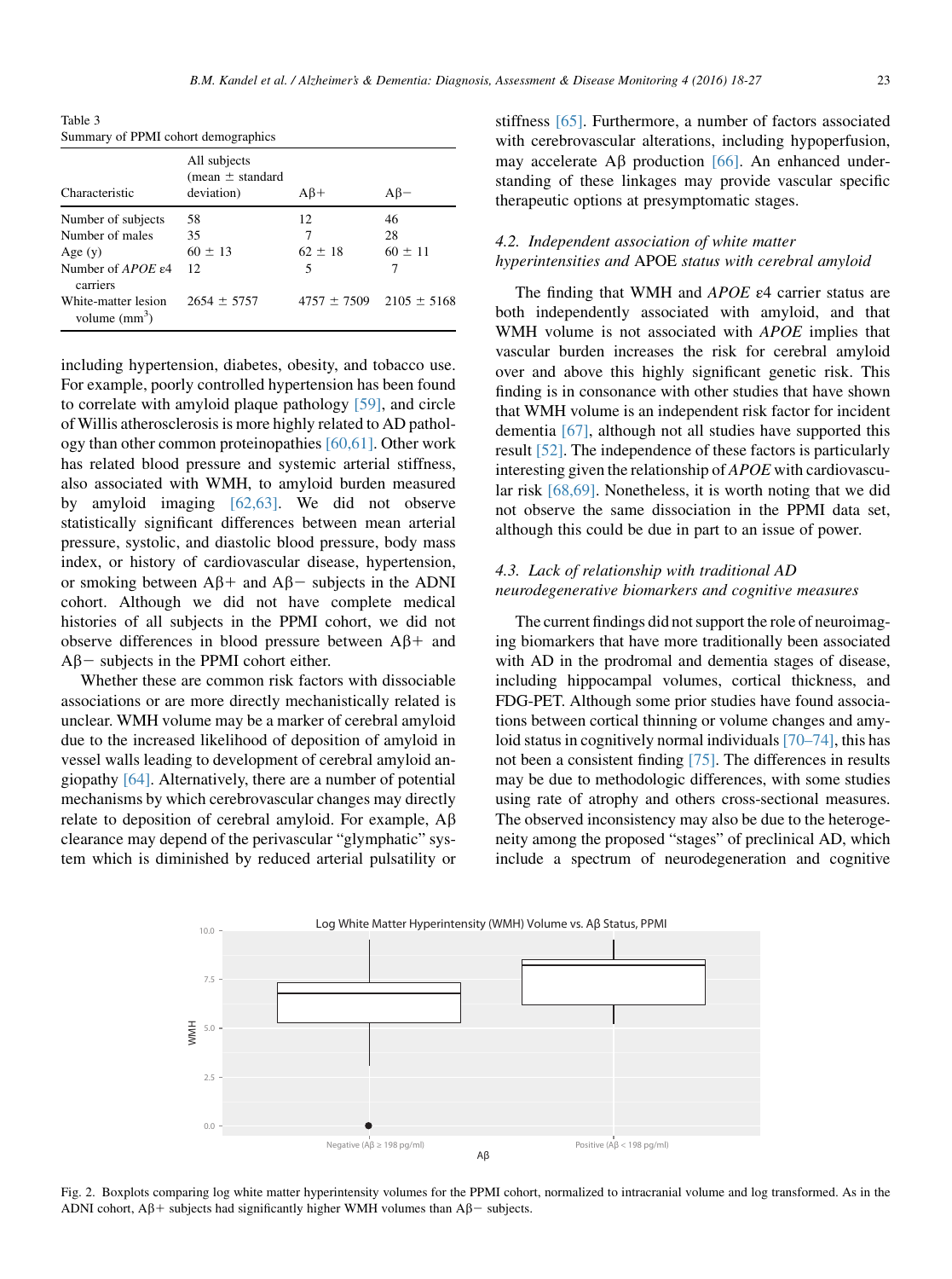Table 3
Summary of PPMI cohort demographics

| Characteristic | All subjects (mean ± standard deviation) | Aβ+ | Aβ− |
|---|---|---|---|
| Number of subjects | 58 | 12 | 46 |
| Number of males | 35 | 7 | 28 |
| Age (y) | 60 ± 13 | 62 ± 18 | 60 ± 11 |
| Number of *APOE* ε4 carriers | 12 | 5 | 7 |
| White-matter lesion volume ($mm^3$) | 2654 ± 5757 | 4757 ± 7509 | 2105 ± 5168 |

including hypertension, diabetes, obesity, and tobacco use. For example, poorly controlled hypertension has been found to correlate with amyloid plaque pathology [59], and circle of Willis atherosclerosis is more highly related to AD pathology than other common proteinopathies [60,61]. Other work has related blood pressure and systemic arterial stiffness, also associated with WMH, to amyloid burden measured by amyloid imaging [62,63]. We did not observe statistically significant differences between mean arterial pressure, systolic, and diastolic blood pressure, body mass index, or history of cardiovascular disease, hypertension, or smoking between Aβ+ and Aβ− subjects in the ADNI cohort. Although we did not have complete medical histories of all subjects in the PPMI cohort, we did not observe differences in blood pressure between Aβ+ and Aβ− subjects in the PPMI cohort either.

Whether these are common risk factors with dissociable associations or are more directly mechanistically related is unclear. WMH volume may be a marker of cerebral amyloid due to the increased likelihood of deposition of amyloid in vessel walls leading to development of cerebral amyloid angiopathy [64]. Alternatively, there are a number of potential mechanisms by which cerebrovascular changes may directly relate to deposition of cerebral amyloid. For example, Aβ clearance may depend of the perivascular "glymphatic" system which is diminished by reduced arterial pulsatility or stiffness [65]. Furthermore, a number of factors associated with cerebrovascular alterations, including hypoperfusion, may accelerate Aβ production [66]. An enhanced understanding of these linkages may provide vascular specific therapeutic options at presymptomatic stages.

### 4.2. *Independent association of white matter hyperintensities and* APOE *status with cerebral amyloid*

The finding that WMH and *APOE* ε4 carrier status are both independently associated with amyloid, and that WMH volume is not associated with *APOE* implies that vascular burden increases the risk for cerebral amyloid over and above this highly significant genetic risk. This finding is in consonance with other studies that have shown that WMH volume is an independent risk factor for incident dementia [67], although not all studies have supported this result [52]. The independence of these factors is particularly interesting given the relationship of *APOE* with cardiovascular risk [68,69]. Nonetheless, it is worth noting that we did not observe the same dissociation in the PPMI data set, although this could be due in part to an issue of power.

### 4.3. *Lack of relationship with traditional AD neurodegenerative biomarkers and cognitive measures*

The current findings did not support the role of neuroimaging biomarkers that have more traditionally been associated with AD in the prodromal and dementia stages of disease, including hippocampal volumes, cortical thickness, and FDG-PET. Although some prior studies have found associations between cortical thinning or volume changes and amyloid status in cognitively normal individuals [70–74], this has not been a consistent finding [75]. The differences in results may be due to methodologic differences, with some studies using rate of atrophy and others cross-sectional measures. The observed inconsistency may also be due to the heterogeneity among the proposed "stages" of preclinical AD, which include a spectrum of neurodegeneration and cognitive

Fig. 2. Boxplots comparing log white matter hyperintensity volumes for the PPMI cohort, normalized to intracranial volume and log transformed. As in the ADNI cohort, Aβ+ subjects had significantly higher WMH volumes than Aβ− subjects.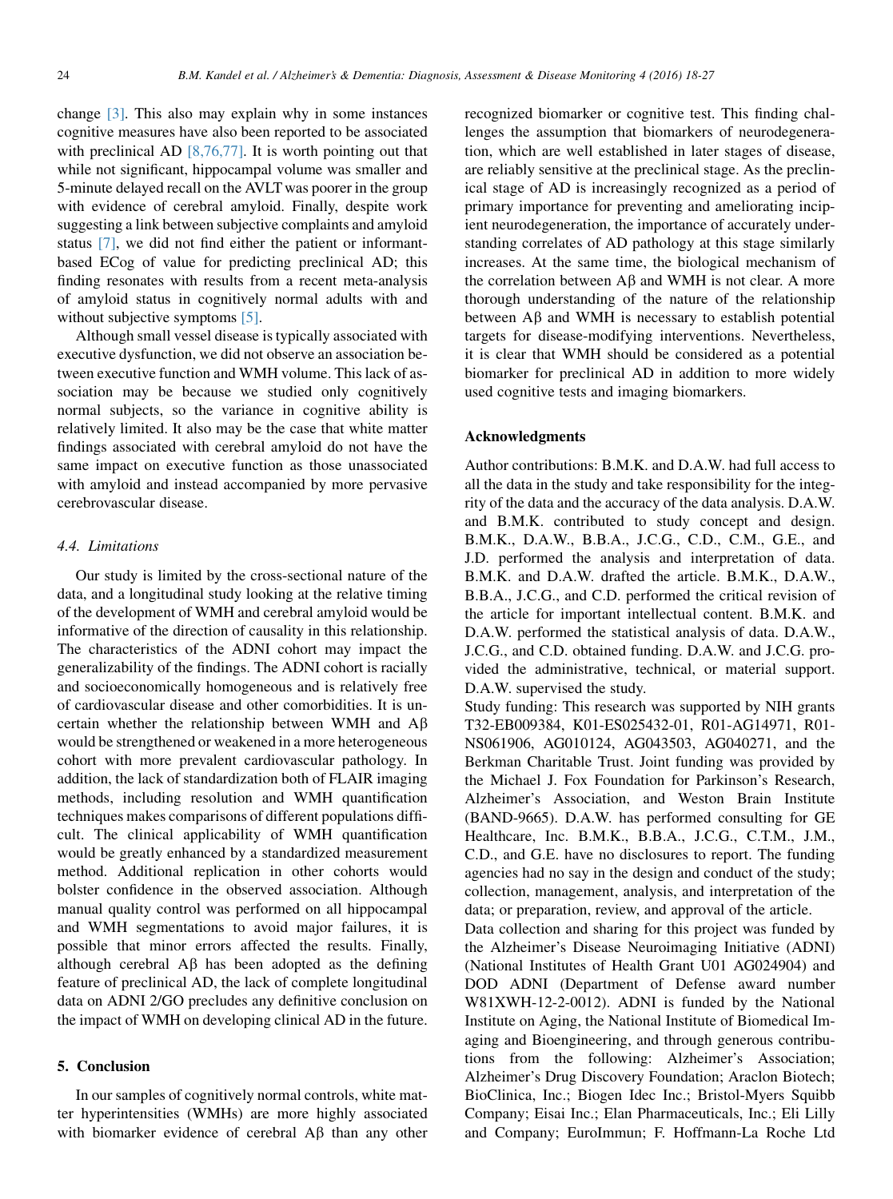change [3]. This also may explain why in some instances cognitive measures have also been reported to be associated with preclinical AD [8,76,77]. It is worth pointing out that while not significant, hippocampal volume was smaller and 5-minute delayed recall on the AVLT was poorer in the group with evidence of cerebral amyloid. Finally, despite work suggesting a link between subjective complaints and amyloid status [7], we did not find either the patient or informant-based ECog of value for predicting preclinical AD; this finding resonates with results from a recent meta-analysis of amyloid status in cognitively normal adults with and without subjective symptoms [5].

Although small vessel disease is typically associated with executive dysfunction, we did not observe an association between executive function and WMH volume. This lack of association may be because we studied only cognitively normal subjects, so the variance in cognitive ability is relatively limited. It also may be the case that white matter findings associated with cerebral amyloid do not have the same impact on executive function as those unassociated with amyloid and instead accompanied by more pervasive cerebrovascular disease.

### *4.4. Limitations*

Our study is limited by the cross-sectional nature of the data, and a longitudinal study looking at the relative timing of the development of WMH and cerebral amyloid would be informative of the direction of causality in this relationship. The characteristics of the ADNI cohort may impact the generalizability of the findings. The ADNI cohort is racially and socioeconomically homogeneous and is relatively free of cardiovascular disease and other comorbidities. It is uncertain whether the relationship between WMH and Aβ would be strengthened or weakened in a more heterogeneous cohort with more prevalent cardiovascular pathology. In addition, the lack of standardization both of FLAIR imaging methods, including resolution and WMH quantification techniques makes comparisons of different populations difficult. The clinical applicability of WMH quantification would be greatly enhanced by a standardized measurement method. Additional replication in other cohorts would bolster confidence in the observed association. Although manual quality control was performed on all hippocampal and WMH segmentations to avoid major failures, it is possible that minor errors affected the results. Finally, although cerebral Aβ has been adopted as the defining feature of preclinical AD, the lack of complete longitudinal data on ADNI 2/GO precludes any definitive conclusion on the impact of WMH on developing clinical AD in the future.

## 5. Conclusion

In our samples of cognitively normal controls, white matter hyperintensities (WMHs) are more highly associated with biomarker evidence of cerebral Aβ than any other recognized biomarker or cognitive test. This finding challenges the assumption that biomarkers of neurodegeneration, which are well established in later stages of disease, are reliably sensitive at the preclinical stage. As the preclinical stage of AD is increasingly recognized as a period of primary importance for preventing and ameliorating incipient neurodegeneration, the importance of accurately understanding correlates of AD pathology at this stage similarly increases. At the same time, the biological mechanism of the correlation between Aβ and WMH is not clear. A more thorough understanding of the nature of the relationship between Aβ and WMH is necessary to establish potential targets for disease-modifying interventions. Nevertheless, it is clear that WMH should be considered as a potential biomarker for preclinical AD in addition to more widely used cognitive tests and imaging biomarkers.

## Acknowledgments

Author contributions: B.M.K. and D.A.W. had full access to all the data in the study and take responsibility for the integrity of the data and the accuracy of the data analysis. D.A.W. and B.M.K. contributed to study concept and design. B.M.K., D.A.W., B.B.A., J.C.G., C.D., C.M., G.E., and J.D. performed the analysis and interpretation of data. B.M.K. and D.A.W. drafted the article. B.M.K., D.A.W., B.B.A., J.C.G., and C.D. performed the critical revision of the article for important intellectual content. B.M.K. and D.A.W. performed the statistical analysis of data. D.A.W., J.C.G., and C.D. obtained funding. D.A.W. and J.C.G. provided the administrative, technical, or material support. D.A.W. supervised the study.

Study funding: This research was supported by NIH grants T32-EB009384, K01-ES025432-01, R01-AG14971, R01-NS061906, AG010124, AG043503, AG040271, and the Berkman Charitable Trust. Joint funding was provided by the Michael J. Fox Foundation for Parkinson's Research, Alzheimer's Association, and Weston Brain Institute (BAND-9665). D.A.W. has performed consulting for GE Healthcare, Inc. B.M.K., B.B.A., J.C.G., C.T.M., J.M., C.D., and G.E. have no disclosures to report. The funding agencies had no say in the design and conduct of the study; collection, management, analysis, and interpretation of the data; or preparation, review, and approval of the article.

Data collection and sharing for this project was funded by the Alzheimer's Disease Neuroimaging Initiative (ADNI) (National Institutes of Health Grant U01 AG024904) and DOD ADNI (Department of Defense award number W81XWH-12-2-0012). ADNI is funded by the National Institute on Aging, the National Institute of Biomedical Imaging and Bioengineering, and through generous contributions from the following: Alzheimer's Association; Alzheimer's Drug Discovery Foundation; Araclon Biotech; BioClinica, Inc.; Biogen Idec Inc.; Bristol-Myers Squibb Company; Eisai Inc.; Elan Pharmaceuticals, Inc.; Eli Lilly and Company; EuroImmun; F. Hoffmann-La Roche Ltd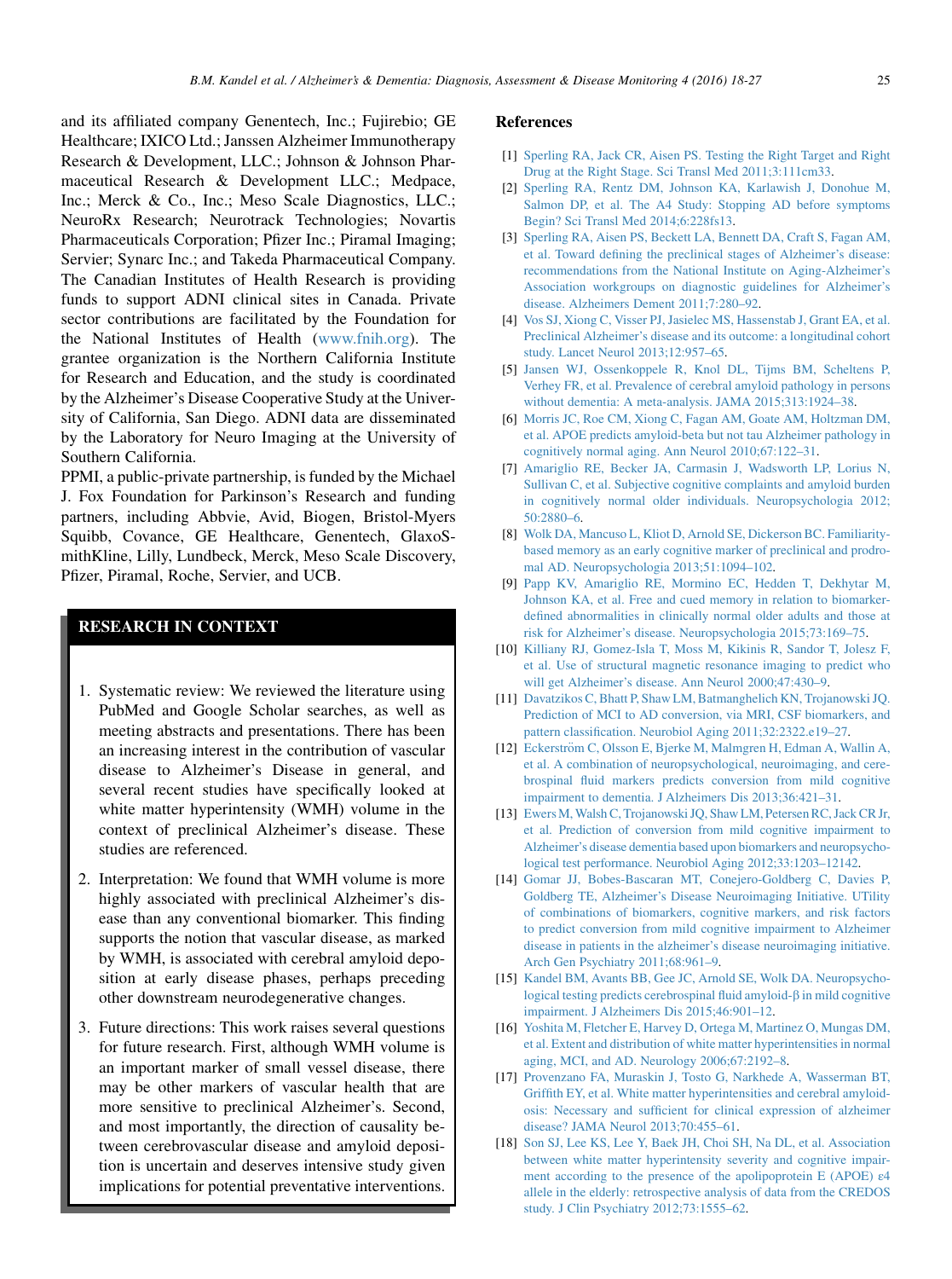and its affiliated company Genentech, Inc.; Fujirebio; GE Healthcare; IXICO Ltd.; Janssen Alzheimer Immunotherapy Research & Development, LLC.; Johnson & Johnson Pharmaceutical Research & Development LLC.; Medpace, Inc.; Merck & Co., Inc.; Meso Scale Diagnostics, LLC.; NeuroRx Research; Neurotrack Technologies; Novartis Pharmaceuticals Corporation; Pfizer Inc.; Piramal Imaging; Servier; Synarc Inc.; and Takeda Pharmaceutical Company. The Canadian Institutes of Health Research is providing funds to support ADNI clinical sites in Canada. Private sector contributions are facilitated by the Foundation for the National Institutes of Health (www.fnih.org). The grantee organization is the Northern California Institute for Research and Education, and the study is coordinated by the Alzheimer's Disease Cooperative Study at the University of California, San Diego. ADNI data are disseminated by the Laboratory for Neuro Imaging at the University of Southern California.

PPMI, a public-private partnership, is funded by the Michael J. Fox Foundation for Parkinson's Research and funding partners, including Abbvie, Avid, Biogen, Bristol-Myers Squibb, Covance, GE Healthcare, Genentech, GlaxoSmithKline, Lilly, Lundbeck, Merck, Meso Scale Discovery, Pfizer, Piramal, Roche, Servier, and UCB.

## RESEARCH IN CONTEXT

1. Systematic review: We reviewed the literature using PubMed and Google Scholar searches, as well as meeting abstracts and presentations. There has been an increasing interest in the contribution of vascular disease to Alzheimer's Disease in general, and several recent studies have specifically looked at white matter hyperintensity (WMH) volume in the context of preclinical Alzheimer's disease. These studies are referenced.
2. Interpretation: We found that WMH volume is more highly associated with preclinical Alzheimer's disease than any conventional biomarker. This finding supports the notion that vascular disease, as marked by WMH, is associated with cerebral amyloid deposition at early disease phases, perhaps preceding other downstream neurodegenerative changes.
3. Future directions: This work raises several questions for future research. First, although WMH volume is an important marker of small vessel disease, there may be other markers of vascular health that are more sensitive to preclinical Alzheimer's. Second, and most importantly, the direction of causality between cerebrovascular disease and amyloid deposition is uncertain and deserves intensive study given implications for potential preventative interventions.

## References

[1] Sperling RA, Jack CR, Aisen PS. Testing the Right Target and Right Drug at the Right Stage. Sci Transl Med 2011;3:111cm33.

[2] Sperling RA, Rentz DM, Johnson KA, Karlawish J, Donohue M, Salmon DP, et al. The A4 Study: Stopping AD before symptoms Begin? Sci Transl Med 2014;6:228fs13.

[3] Sperling RA, Aisen PS, Beckett LA, Bennett DA, Craft S, Fagan AM, et al. Toward defining the preclinical stages of Alzheimer's disease: recommendations from the National Institute on Aging-Alzheimer's Association workgroups on diagnostic guidelines for Alzheimer's disease. Alzheimers Dement 2011;7:280–92.

[4] Vos SJ, Xiong C, Visser PJ, Jasielec MS, Hassenstab J, Grant EA, et al. Preclinical Alzheimer's disease and its outcome: a longitudinal cohort study. Lancet Neurol 2013;12:957–65.

[5] Jansen WJ, Ossenkoppele R, Knol DL, Tijms BM, Scheltens P, Verhey FR, et al. Prevalence of cerebral amyloid pathology in persons without dementia: A meta-analysis. JAMA 2015;313:1924–38.

[6] Morris JC, Roe CM, Xiong C, Fagan AM, Goate AM, Holtzman DM, et al. APOE predicts amyloid-beta but not tau Alzheimer pathology in cognitively normal aging. Ann Neurol 2010;67:122–31.

[7] Amariglio RE, Becker JA, Carmasin J, Wadsworth LP, Lorius N, Sullivan C, et al. Subjective cognitive complaints and amyloid burden in cognitively normal older individuals. Neuropsychologia 2012;50:2880–6.

[8] Wolk DA, Mancuso L, Kliot D, Arnold SE, Dickerson BC. Familiarity-based memory as an early cognitive marker of preclinical and prodromal AD. Neuropsychologia 2013;51:1094–102.

[9] Papp KV, Amariglio RE, Mormino EC, Hedden T, Dekhytar M, Johnson KA, et al. Free and cued memory in relation to biomarker-defined abnormalities in clinically normal older adults and those at risk for Alzheimer's disease. Neuropsychologia 2015;73:169–75.

[10] Killiany RJ, Gomez-Isla T, Moss M, Kikinis R, Sandor T, Jolesz F, et al. Use of structural magnetic resonance imaging to predict who will get Alzheimer's disease. Ann Neurol 2000;47:430–9.

[11] Davatzikos C, Bhatt P, Shaw LM, Batmanghelich KN, Trojanowski JQ. Prediction of MCI to AD conversion, via MRI, CSF biomarkers, and pattern classification. Neurobiol Aging 2011;32:2322.e19–27.

[12] Eckerström C, Olsson E, Bjerke M, Malmgren H, Edman A, Wallin A, et al. A combination of neuropsychological, neuroimaging, and cerebrospinal fluid markers predicts conversion from mild cognitive impairment to dementia. J Alzheimers Dis 2013;36:421–31.

[13] Ewers M, Walsh C, Trojanowski JQ, Shaw LM, Petersen RC, Jack CR Jr, et al. Prediction of conversion from mild cognitive impairment to Alzheimer's disease dementia based upon biomarkers and neuropsychological test performance. Neurobiol Aging 2012;33:1203–12142.

[14] Gomar JJ, Bobes-Bascaran MT, Conejero-Goldberg C, Davies P, Goldberg TE, Alzheimer's Disease Neuroimaging Initiative. UTility of combinations of biomarkers, cognitive markers, and risk factors to predict conversion from mild cognitive impairment to Alzheimer disease in patients in the alzheimer's disease neuroimaging initiative. Arch Gen Psychiatry 2011;68:961–9.

[15] Kandel BM, Avants BB, Gee JC, Arnold SE, Wolk DA. Neuropsychological testing predicts cerebrospinal fluid amyloid-β in mild cognitive impairment. J Alzheimers Dis 2015;46:901–12.

[16] Yoshita M, Fletcher E, Harvey D, Ortega M, Martinez O, Mungas DM, et al. Extent and distribution of white matter hyperintensities in normal aging, MCI, and AD. Neurology 2006;67:2192–8.

[17] Provenzano FA, Muraskin J, Tosto G, Narkhede A, Wasserman BT, Griffith EY, et al. White matter hyperintensities and cerebral amyloidosis: Necessary and sufficient for clinical expression of alzheimer disease? JAMA Neurol 2013;70:455–61.

[18] Son SJ, Lee KS, Lee Y, Baek JH, Choi SH, Na DL, et al. Association between white matter hyperintensity severity and cognitive impairment according to the presence of the apolipoprotein E (APOE) ε4 allele in the elderly: retrospective analysis of data from the CREDOS study. J Clin Psychiatry 2012;73:1555–62.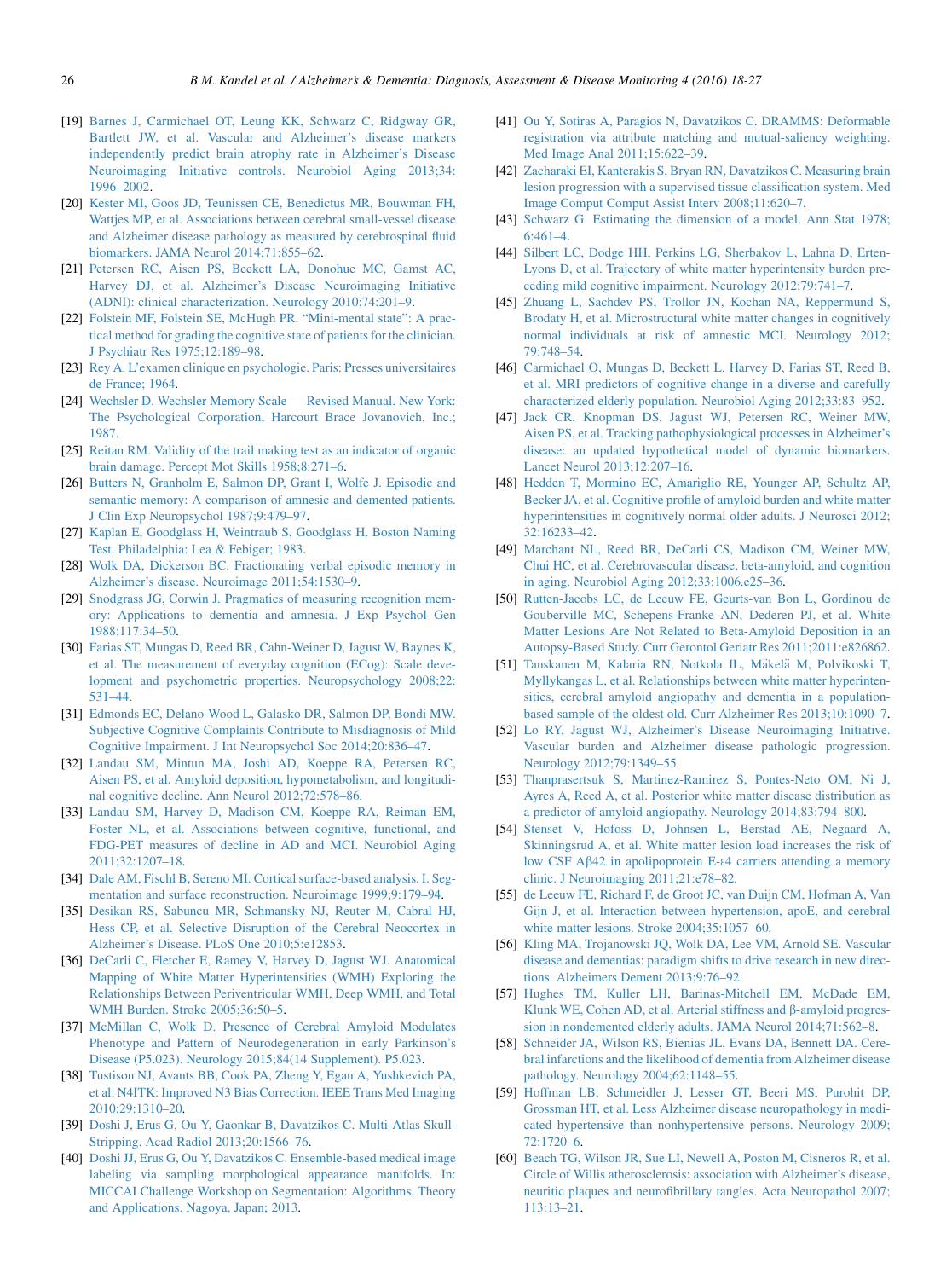[19] Barnes J, Carmichael OT, Leung KK, Schwarz C, Ridgway GR, Bartlett JW, et al. Vascular and Alzheimer's disease markers independently predict brain atrophy rate in Alzheimer's Disease Neuroimaging Initiative controls. Neurobiol Aging 2013;34:1996–2002.

[20] Kester MI, Goos JD, Teunissen CE, Benedictus MR, Bouwman FH, Wattjes MP, et al. Associations between cerebral small-vessel disease and Alzheimer disease pathology as measured by cerebrospinal fluid biomarkers. JAMA Neurol 2014;71:855–62.

[21] Petersen RC, Aisen PS, Beckett LA, Donohue MC, Gamst AC, Harvey DJ, et al. Alzheimer's Disease Neuroimaging Initiative (ADNI): clinical characterization. Neurology 2010;74:201–9.

[22] Folstein MF, Folstein SE, McHugh PR. "Mini-mental state": A practical method for grading the cognitive state of patients for the clinician. J Psychiatr Res 1975;12:189–98.

[23] Rey A. L'examen clinique en psychologie. Paris: Presses universitaires de France; 1964.

[24] Wechsler D. Wechsler Memory Scale — Revised Manual. New York: The Psychological Corporation, Harcourt Brace Jovanovich, Inc.; 1987.

[25] Reitan RM. Validity of the trail making test as an indicator of organic brain damage. Percept Mot Skills 1958;8:271–6.

[26] Butters N, Granholm E, Salmon DP, Grant I, Wolfe J. Episodic and semantic memory: A comparison of amnesic and demented patients. J Clin Exp Neuropsychol 1987;9:479–97.

[27] Kaplan E, Goodglass H, Weintraub S, Goodglass H. Boston Naming Test. Philadelphia: Lea & Febiger; 1983.

[28] Wolk DA, Dickerson BC. Fractionating verbal episodic memory in Alzheimer's disease. Neuroimage 2011;54:1530–9.

[29] Snodgrass JG, Corwin J. Pragmatics of measuring recognition memory: Applications to dementia and amnesia. J Exp Psychol Gen 1988;117:34–50.

[30] Farias ST, Mungas D, Reed BR, Cahn-Weiner D, Jagust W, Baynes K, et al. The measurement of everyday cognition (ECog): Scale development and psychometric properties. Neuropsychology 2008;22:531–44.

[31] Edmonds EC, Delano-Wood L, Galasko DR, Salmon DP, Bondi MW. Subjective Cognitive Complaints Contribute to Misdiagnosis of Mild Cognitive Impairment. J Int Neuropsychol Soc 2014;20:836–47.

[32] Landau SM, Mintun MA, Joshi AD, Koeppe RA, Petersen RC, Aisen PS, et al. Amyloid deposition, hypometabolism, and longitudinal cognitive decline. Ann Neurol 2012;72:578–86.

[33] Landau SM, Harvey D, Madison CM, Koeppe RA, Reiman EM, Foster NL, et al. Associations between cognitive, functional, and FDG-PET measures of decline in AD and MCI. Neurobiol Aging 2011;32:1207–18.

[34] Dale AM, Fischl B, Sereno MI. Cortical surface-based analysis. I. Segmentation and surface reconstruction. Neuroimage 1999;9:179–94.

[35] Desikan RS, Sabuncu MR, Schmansky NJ, Reuter M, Cabral HJ, Hess CP, et al. Selective Disruption of the Cerebral Neocortex in Alzheimer's Disease. PLoS One 2010;5:e12853.

[36] DeCarli C, Fletcher E, Ramey V, Harvey D, Jagust WJ. Anatomical Mapping of White Matter Hyperintensities (WMH) Exploring the Relationships Between Periventricular WMH, Deep WMH, and Total WMH Burden. Stroke 2005;36:50–5.

[37] McMillan C, Wolk D. Presence of Cerebral Amyloid Modulates Phenotype and Pattern of Neurodegeneration in early Parkinson's Disease (P5.023). Neurology 2015;84(14 Supplement). P5.023.

[38] Tustison NJ, Avants BB, Cook PA, Zheng Y, Egan A, Yushkevich PA, et al. N4ITK: Improved N3 Bias Correction. IEEE Trans Med Imaging 2010;29:1310–20.

[39] Doshi J, Erus G, Ou Y, Gaonkar B, Davatzikos C. Multi-Atlas Skull-Stripping. Acad Radiol 2013;20:1566–76.

[40] Doshi JJ, Erus G, Ou Y, Davatzikos C. Ensemble-based medical image labeling via sampling morphological appearance manifolds. In: MICCAI Challenge Workshop on Segmentation: Algorithms, Theory and Applications. Nagoya, Japan; 2013.

[41] Ou Y, Sotiras A, Paragios N, Davatzikos C. DRAMMS: Deformable registration via attribute matching and mutual-saliency weighting. Med Image Anal 2011;15:622–39.

[42] Zacharaki EI, Kanterakis S, Bryan RN, Davatzikos C. Measuring brain lesion progression with a supervised tissue classification system. Med Image Comput Comput Assist Interv 2008;11:620–7.

[43] Schwarz G. Estimating the dimension of a model. Ann Stat 1978;6:461–4.

[44] Silbert LC, Dodge HH, Perkins LG, Sherbakov L, Lahna D, Erten-Lyons D, et al. Trajectory of white matter hyperintensity burden preceding mild cognitive impairment. Neurology 2012;79:741–7.

[45] Zhuang L, Sachdev PS, Trollor JN, Kochan NA, Reppermund S, Brodaty H, et al. Microstructural white matter changes in cognitively normal individuals at risk of amnestic MCI. Neurology 2012;79:748–54.

[46] Carmichael O, Mungas D, Beckett L, Harvey D, Farias ST, Reed B, et al. MRI predictors of cognitive change in a diverse and carefully characterized elderly population. Neurobiol Aging 2012;33:83–952.

[47] Jack CR, Knopman DS, Jagust WJ, Petersen RC, Weiner MW, Aisen PS, et al. Tracking pathophysiological processes in Alzheimer's disease: an updated hypothetical model of dynamic biomarkers. Lancet Neurol 2013;12:207–16.

[48] Hedden T, Mormino EC, Amariglio RE, Younger AP, Schultz AP, Becker JA, et al. Cognitive profile of amyloid burden and white matter hyperintensities in cognitively normal older adults. J Neurosci 2012;32:16233–42.

[49] Marchant NL, Reed BR, DeCarli CS, Madison CM, Weiner MW, Chui HC, et al. Cerebrovascular disease, beta-amyloid, and cognition in aging. Neurobiol Aging 2012;33:1006.e25–36.

[50] Rutten-Jacobs LC, de Leeuw FE, Geurts-van Bon L, Gordinou de Gouberville MC, Schepens-Franke AN, Dederen PJ, et al. White Matter Lesions Are Not Related to Beta-Amyloid Deposition in an Autopsy-Based Study. Curr Gerontol Geriatr Res 2011;2011:e826862.

[51] Tanskanen M, Kalaria RN, Notkola IL, Mäkelä M, Polvikoski T, Myllykangas L, et al. Relationships between white matter hyperintensities, cerebral amyloid angiopathy and dementia in a population-based sample of the oldest old. Curr Alzheimer Res 2013;10:1090–7.

[52] Lo RY, Jagust WJ, Alzheimer's Disease Neuroimaging Initiative. Vascular burden and Alzheimer disease pathologic progression. Neurology 2012;79:1349–55.

[53] Thanprasertsuk S, Martinez-Ramirez S, Pontes-Neto OM, Ni J, Ayres A, Reed A, et al. Posterior white matter disease distribution as a predictor of amyloid angiopathy. Neurology 2014;83:794–800.

[54] Stenset V, Hofoss D, Johnsen L, Berstad AE, Negaard A, Skinningsrud A, et al. White matter lesion load increases the risk of low CSF A$\beta$42 in apolipoprotein E-$\varepsilon$4 carriers attending a memory clinic. J Neuroimaging 2011;21:e78–82.

[55] de Leeuw FE, Richard F, de Groot JC, van Duijn CM, Hofman A, Van Gijn J, et al. Interaction between hypertension, apoE, and cerebral white matter lesions. Stroke 2004;35:1057–60.

[56] Kling MA, Trojanowski JQ, Wolk DA, Lee VM, Arnold SE. Vascular disease and dementias: paradigm shifts to drive research in new directions. Alzheimers Dement 2013;9:76–92.

[57] Hughes TM, Kuller LH, Barinas-Mitchell EM, McDade EM, Klunk WE, Cohen AD, et al. Arterial stiffness and $\beta$-amyloid progression in nondemented elderly adults. JAMA Neurol 2014;71:562–8.

[58] Schneider JA, Wilson RS, Bienias JL, Evans DA, Bennett DA. Cerebral infarctions and the likelihood of dementia from Alzheimer disease pathology. Neurology 2004;62:1148–55.

[59] Hoffman LB, Schmeidler J, Lesser GT, Beeri MS, Purohit DP, Grossman HT, et al. Less Alzheimer disease neuropathology in medicated hypertensive than nonhypertensive persons. Neurology 2009;72:1720–6.

[60] Beach TG, Wilson JR, Sue LI, Newell A, Poston M, Cisneros R, et al. Circle of Willis atherosclerosis: association with Alzheimer's disease, neuritic plaques and neurofibrillary tangles. Acta Neuropathol 2007;113:13–21.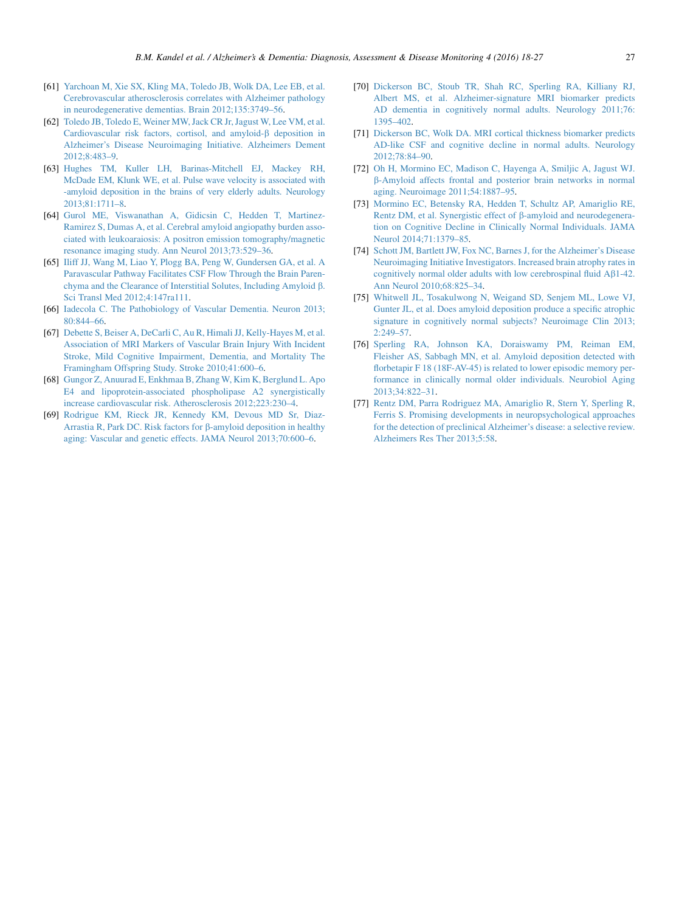[61] Yarchoan M, Xie SX, Kling MA, Toledo JB, Wolk DA, Lee EB, et al. Cerebrovascular atherosclerosis correlates with Alzheimer pathology in neurodegenerative dementias. Brain 2012;135:3749–56.

[62] Toledo JB, Toledo E, Weiner MW, Jack CR Jr, Jagust W, Lee VM, et al. Cardiovascular risk factors, cortisol, and amyloid-β deposition in Alzheimer's Disease Neuroimaging Initiative. Alzheimers Dement 2012;8:483–9.

[63] Hughes TM, Kuller LH, Barinas-Mitchell EJ, Mackey RH, McDade EM, Klunk WE, et al. Pulse wave velocity is associated with -amyloid deposition in the brains of very elderly adults. Neurology 2013;81:1711–8.

[64] Gurol ME, Viswanathan A, Gidicsin C, Hedden T, Martinez-Ramirez S, Dumas A, et al. Cerebral amyloid angiopathy burden associated with leukoaraiosis: A positron emission tomography/magnetic resonance imaging study. Ann Neurol 2013;73:529–36.

[65] Iliff JJ, Wang M, Liao Y, Plogg BA, Peng W, Gundersen GA, et al. A Paravascular Pathway Facilitates CSF Flow Through the Brain Parenchyma and the Clearance of Interstitial Solutes, Including Amyloid β. Sci Transl Med 2012;4:147ra111.

[66] Iadecola C. The Pathobiology of Vascular Dementia. Neuron 2013; 80:844–66.

[67] Debette S, Beiser A, DeCarli C, Au R, Himali JJ, Kelly-Hayes M, et al. Association of MRI Markers of Vascular Brain Injury With Incident Stroke, Mild Cognitive Impairment, Dementia, and Mortality The Framingham Offspring Study. Stroke 2010;41:600–6.

[68] Gungor Z, Anuurad E, Enkhmaa B, Zhang W, Kim K, Berglund L. Apo E4 and lipoprotein-associated phospholipase A2 synergistically increase cardiovascular risk. Atherosclerosis 2012;223:230–4.

[69] Rodrigue KM, Rieck JR, Kennedy KM, Devous MD Sr, Diaz-Arrastia R, Park DC. Risk factors for β-amyloid deposition in healthy aging: Vascular and genetic effects. JAMA Neurol 2013;70:600–6.

[70] Dickerson BC, Stoub TR, Shah RC, Sperling RA, Killiany RJ, Albert MS, et al. Alzheimer-signature MRI biomarker predicts AD dementia in cognitively normal adults. Neurology 2011;76: 1395–402.

[71] Dickerson BC, Wolk DA. MRI cortical thickness biomarker predicts AD-like CSF and cognitive decline in normal adults. Neurology 2012;78:84–90.

[72] Oh H, Mormino EC, Madison C, Hayenga A, Smiljic A, Jagust WJ. β-Amyloid affects frontal and posterior brain networks in normal aging. Neuroimage 2011;54:1887–95.

[73] Mormino EC, Betensky RA, Hedden T, Schultz AP, Amariglio RE, Rentz DM, et al. Synergistic effect of β-amyloid and neurodegeneration on Cognitive Decline in Clinically Normal Individuals. JAMA Neurol 2014;71:1379–85.

[74] Schott JM, Bartlett JW, Fox NC, Barnes J, for the Alzheimer's Disease Neuroimaging Initiative Investigators. Increased brain atrophy rates in cognitively normal older adults with low cerebrospinal fluid Aβ1-42. Ann Neurol 2010;68:825–34.

[75] Whitwell JL, Tosakulwong N, Weigand SD, Senjem ML, Lowe VJ, Gunter JL, et al. Does amyloid deposition produce a specific atrophic signature in cognitively normal subjects? Neuroimage Clin 2013; 2:249–57.

[76] Sperling RA, Johnson KA, Doraiswamy PM, Reiman EM, Fleisher AS, Sabbagh MN, et al. Amyloid deposition detected with florbetapir F 18 (18F-AV-45) is related to lower episodic memory performance in clinically normal older individuals. Neurobiol Aging 2013;34:822–31.

[77] Rentz DM, Parra Rodriguez MA, Amariglio R, Stern Y, Sperling R, Ferris S. Promising developments in neuropsychological approaches for the detection of preclinical Alzheimer's disease: a selective review. Alzheimers Res Ther 2013;5:58.